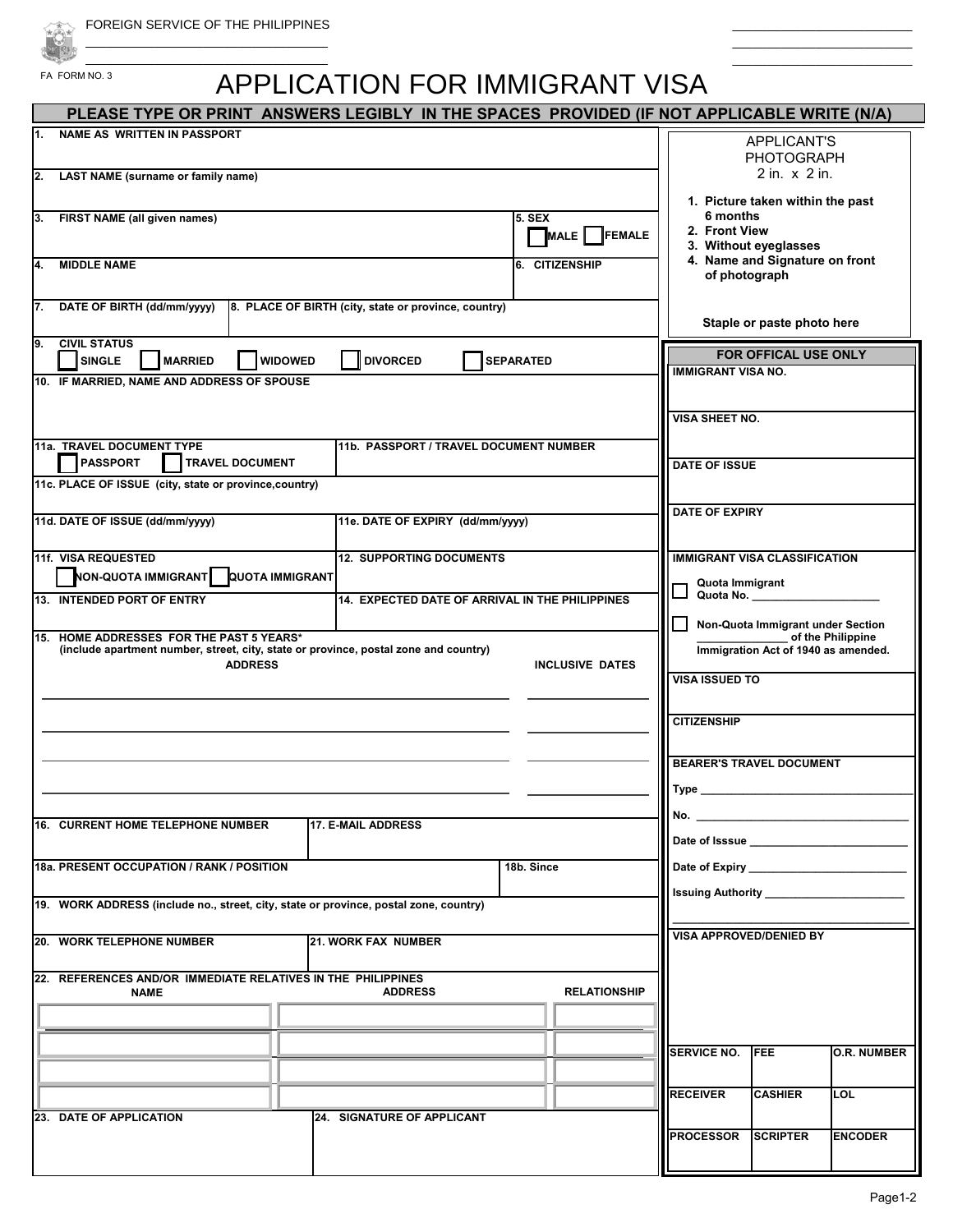FOREIGN SERVICE OF THE PHILIPPINES

FA FORM NO. 3

# APPLICATION FOR IMMIGRANT VISA

**PLEASE TYPE OR PRINT ANSWERS LEGIBLY IN THE SPACES PROVIDED (IF NOT APPLICABLE WRITE (N/A)**

**1. NAME AS WRITTEN IN PASSPORT**

**2. LAST NAME (surname or family name)**

**3. FIRST NAME (all given names)**

**5. SEX** ☐ MALE ☐ FEMALE

**4. MIDDLE NAME**

**6. CITIZENSHIP**

**7. DATE OF BIRTH (dd/mm/yyyy)**

**8. PLACE OF BIRTH (city, state or province, country)**

**9. CIVIL STATUS** ☐ SINGLE ☐ MARRIED ☐ WIDOWED ☐ DIVORCED ☐ SEPARATED

**10. IF MARRIED, NAME AND ADDRESS OF SPOUSE**

**11a. TRAVEL DOCUMENT TYPE** ☐ PASSPORT ☐ TRAVEL DOCUMENT

**11b. PASSPORT / TRAVEL DOCUMENT NUMBER**

**11c. PLACE OF ISSUE (city, state or province,country)**

**11d. DATE OF ISSUE (dd/mm/yyyy)**

**11e. DATE OF EXPIRY (dd/mm/yyyy)**

**11f. VISA REQUESTED** ☐ NON-QUOTA IMMIGRANT ☐ QUOTA IMMIGRANT

**12. SUPPORTING DOCUMENTS**

**13. INTENDED PORT OF ENTRY**

**14. EXPECTED DATE OF ARRIVAL IN THE PHILIPPINES**

**15. HOME ADDRESSES FOR THE PAST 5 YEARS\***
**(include apartment number, street, city, state or province, postal zone and country)**

| ADDRESS | INCLUSIVE DATES |
| --- | --- |
| | |
| | |
| | |
| | |

**16. CURRENT HOME TELEPHONE NUMBER**

**17. E-MAIL ADDRESS**

**18a. PRESENT OCCUPATION / RANK / POSITION**

**18b. Since**

**19. WORK ADDRESS (include no., street, city, state or province, postal zone, country)**

**20. WORK TELEPHONE NUMBER**

**21. WORK FAX NUMBER**

**22. REFERENCES AND/OR IMMEDIATE RELATIVES IN THE PHILIPPINES**

| NAME | ADDRESS | RELATIONSHIP |
| --- | --- | --- |
| | | |
| | | |
| | | |
| | | |

**23. DATE OF APPLICATION**

**24. SIGNATURE OF APPLICANT**

---

APPLICANT'S PHOTOGRAPH
2 in. x 2 in.

1. **Picture taken within the past 6 months**
2. **Front View**
3. **Without eyeglasses**
4. **Name and Signature on front of photograph**

**Staple or paste photo here**

---

**FOR OFFICAL USE ONLY**

**IMMIGRANT VISA NO.**

**VISA SHEET NO.**

**DATE OF ISSUE**

**DATE OF EXPIRY**

**IMMIGRANT VISA CLASSIFICATION**

☐ **Quota Immigrant**
**Quota No. ____________________**

☐ **Non-Quota Immigrant under Section ______________ of the Philippine Immigration Act of 1940 as amended.**

**VISA ISSUED TO**

**CITIZENSHIP**

**BEARER'S TRAVEL DOCUMENT**

**Type** ____________________

**No.** ____________________

**Date of Isssue** ____________________

**Date of Expiry** ____________________

**Issuing Authority** ____________________

**VISA APPROVED/DENIED BY**

| SERVICE NO. | FEE | O.R. NUMBER |
| --- | --- | --- |
| **RECEIVER** | **CASHIER** | **LOL** |
| **PROCESSOR** | **SCRIPTER** | **ENCODER** |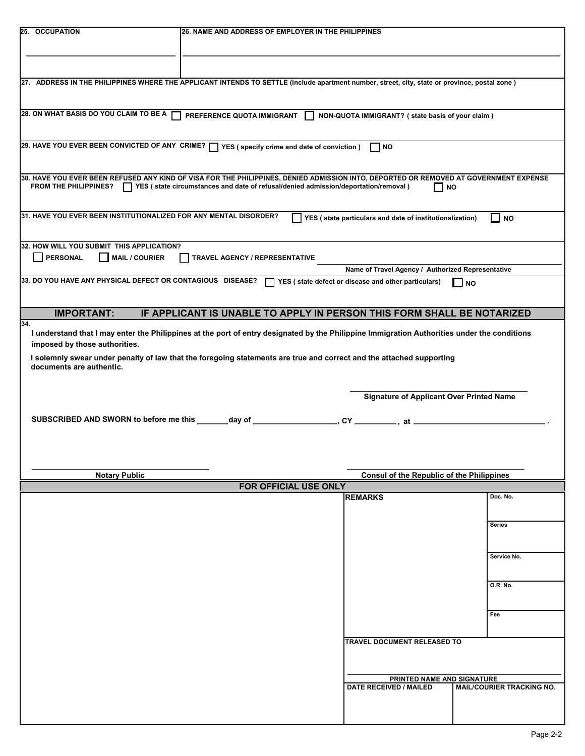**25. OCCUPATION**

\_\_\_\_\_\_\_\_\_\_\_\_\_\_\_\_\_\_\_\_\_\_\_\_\_\_\_\_\_\_\_\_

**26. NAME AND ADDRESS OF EMPLOYER IN THE PHILIPPINES**

\_\_\_\_\_\_\_\_\_\_\_\_\_\_\_\_\_\_\_\_\_\_\_\_\_\_\_\_\_\_\_\_\_\_\_\_\_\_\_\_\_\_\_\_\_\_\_\_\_\_\_\_\_\_\_\_\_\_\_\_

**27. ADDRESS IN THE PHILIPPINES WHERE THE APPLICANT INTENDS TO SETTLE (include apartment number, street, city, state or province, postal zone )**

**28. ON WHAT BASIS DO YOU CLAIM TO BE A** ☐ **PREFERENCE QUOTA IMMIGRANT** ☐ **NON-QUOTA IMMIGRANT? ( state basis of your claim )**

**29. HAVE YOU EVER BEEN CONVICTED OF ANY CRIME?** ☐ **YES ( specify crime and date of conviction )** ☐ **NO**

**30. HAVE YOU EVER BEEN REFUSED ANY KIND OF VISA FOR THE PHILIPPINES, DENIED ADMISSION INTO, DEPORTED OR REMOVED AT GOVERNMENT EXPENSE FROM THE PHILIPPINES?** ☐ **YES ( state circumstances and date of refusal/denied admission/deportation/removal )** ☐ **NO**

**31. HAVE YOU EVER BEEN INSTITUTIONALIZED FOR ANY MENTAL DISORDER?** ☐ **YES ( state particulars and date of institutionalization)** ☐ **NO**

**32. HOW WILL YOU SUBMIT THIS APPLICATION?**

☐ **PERSONAL** ☐ **MAIL / COURIER** ☐ **TRAVEL AGENCY / REPRESENTATIVE** \_\_\_\_\_\_\_\_\_\_\_\_\_\_\_\_\_\_\_\_\_\_\_\_\_\_\_\_

**Name of Travel Agency / Authorized Representative**

**33. DO YOU HAVE ANY PHYSICAL DEFECT OR CONTAGIOUS DISEASE?** ☐ **YES ( state defect or disease and other particulars)** ☐ **NO**

## IMPORTANT: IF APPLICANT IS UNABLE TO APPLY IN PERSON THIS FORM SHALL BE NOTARIZED

**34.**

**I understand that I may enter the Philippines at the port of entry designated by the Philippine Immigration Authorities under the conditions imposed by those authorities.**

**I solemnly swear under penalty of law that the foregoing statements are true and correct and the attached supporting documents are authentic.**

\_\_\_\_\_\_\_\_\_\_\_\_\_\_\_\_\_\_\_\_\_\_\_\_\_\_\_\_\_\_\_\_

**Signature of Applicant Over Printed Name**

**SUBSCRIBED AND SWORN to before me this \_\_\_\_\_\_\_day of \_\_\_\_\_\_\_\_\_\_\_\_\_\_\_\_\_\_\_, CY \_\_\_\_\_\_\_\_\_, at \_\_\_\_\_\_\_\_\_\_\_\_\_\_\_\_\_\_\_\_\_\_\_\_\_\_\_\_\_\_ .**

\_\_\_\_\_\_\_\_\_\_\_\_\_\_\_\_\_\_\_\_\_\_\_\_\_\_\_\_\_\_\_\_ \_\_\_\_\_\_\_\_\_\_\_\_\_\_\_\_\_\_\_\_\_\_\_\_\_\_\_\_\_\_\_\_

**Notary Public** **Consul of the Republic of the Philippines**

## FOR OFFICIAL USE ONLY

| | | |
|---|---|---|
| | **REMARKS** | Doc. No. |
| | | Series |
| | | Service No. |
| | | O.R. No. |
| | | Fee |
| | **TRAVEL DOCUMENT RELEASED TO** <br><br> **PRINTED NAME AND SIGNATURE** | |
| | **DATE RECEIVED / MAILED** | **MAIL/COURIER TRACKING NO.** |